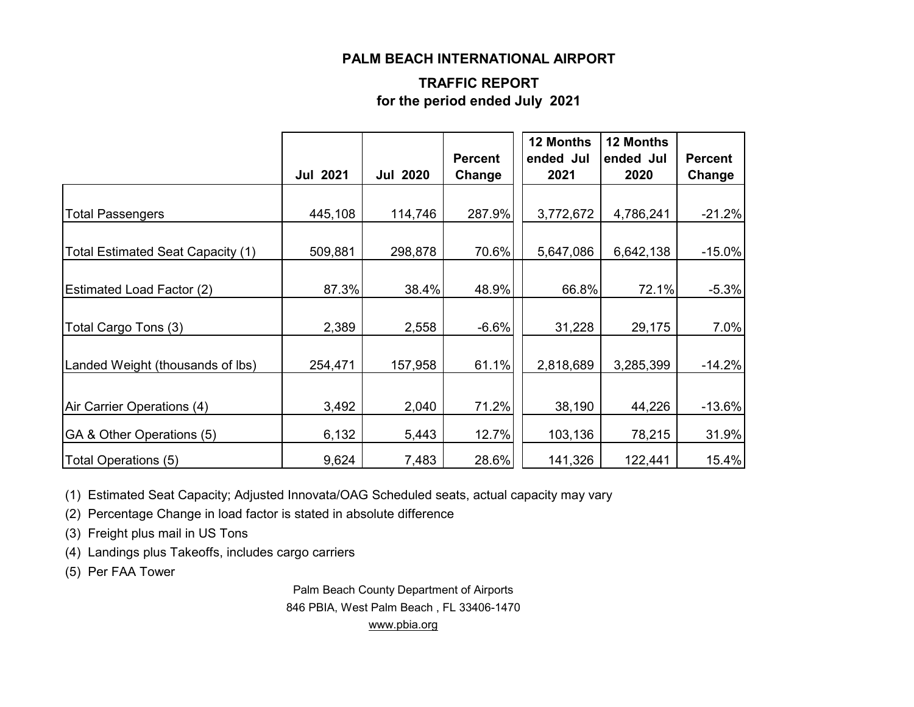# PALM BEACH INTERNATIONAL AIRPORT

## TRAFFIC REPORT
## for the period ended July 2021

| | Jul 2021 | Jul 2020 | Percent Change | 12 Months ended Jul 2021 | 12 Months ended Jul 2020 | Percent Change |
|---|---|---|---|---|---|---|
| Total Passengers | 445,108 | 114,746 | 287.9% | 3,772,672 | 4,786,241 | -21.2% |
| Total Estimated Seat Capacity (1) | 509,881 | 298,878 | 70.6% | 5,647,086 | 6,642,138 | -15.0% |
| Estimated Load Factor (2) | 87.3% | 38.4% | 48.9% | 66.8% | 72.1% | -5.3% |
| Total Cargo Tons (3) | 2,389 | 2,558 | -6.6% | 31,228 | 29,175 | 7.0% |
| Landed Weight (thousands of lbs) | 254,471 | 157,958 | 61.1% | 2,818,689 | 3,285,399 | -14.2% |
| Air Carrier Operations (4) | 3,492 | 2,040 | 71.2% | 38,190 | 44,226 | -13.6% |
| GA & Other Operations (5) | 6,132 | 5,443 | 12.7% | 103,136 | 78,215 | 31.9% |
| Total Operations (5) | 9,624 | 7,483 | 28.6% | 141,326 | 122,441 | 15.4% |

(1) Estimated Seat Capacity; Adjusted Innovata/OAG Scheduled seats, actual capacity may vary

(2) Percentage Change in load factor is stated in absolute difference

(3) Freight plus mail in US Tons

(4) Landings plus Takeoffs, includes cargo carriers

(5) Per FAA Tower

Palm Beach County Department of Airports
846 PBIA, West Palm Beach , FL 33406-1470
www.pbia.org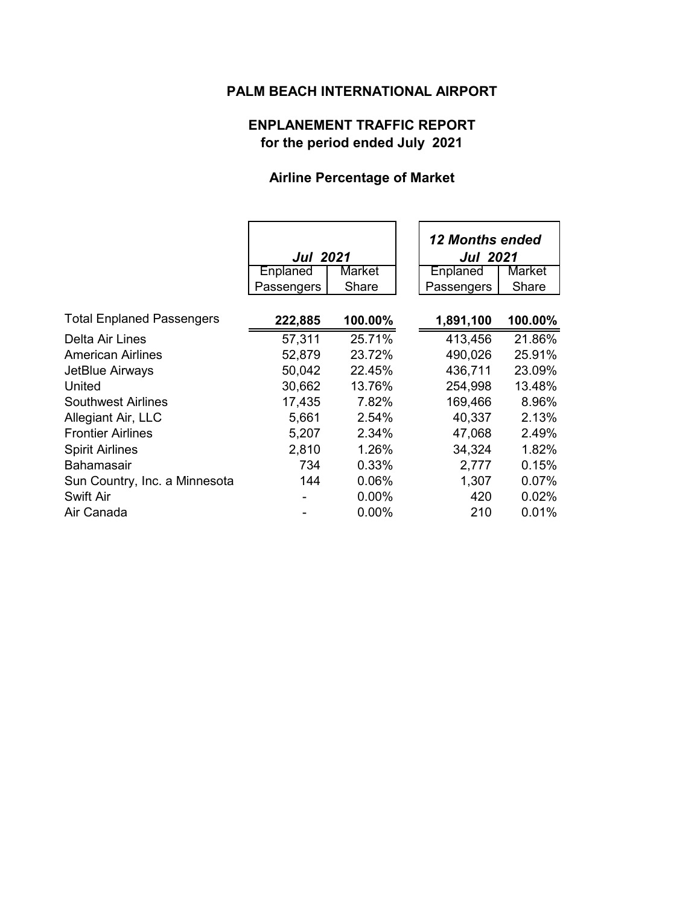# PALM BEACH INTERNATIONAL AIRPORT

## ENPLANEMENT TRAFFIC REPORT
**for the period ended July 2021**

### Airline Percentage of Market

| | *Jul 2021* | | *12 Months ended Jul 2021* | |
|---|---|---|---|---|
| | Enplaned Passengers | Market Share | Enplaned Passengers | Market Share |
| Total Enplaned Passengers | **222,885** | **100.00%** | **1,891,100** | **100.00%** |
| Delta Air Lines | 57,311 | 25.71% | 413,456 | 21.86% |
| American Airlines | 52,879 | 23.72% | 490,026 | 25.91% |
| JetBlue Airways | 50,042 | 22.45% | 436,711 | 23.09% |
| United | 30,662 | 13.76% | 254,998 | 13.48% |
| Southwest Airlines | 17,435 | 7.82% | 169,466 | 8.96% |
| Allegiant Air, LLC | 5,661 | 2.54% | 40,337 | 2.13% |
| Frontier Airlines | 5,207 | 2.34% | 47,068 | 2.49% |
| Spirit Airlines | 2,810 | 1.26% | 34,324 | 1.82% |
| Bahamasair | 734 | 0.33% | 2,777 | 0.15% |
| Sun Country, Inc. a Minnesota | 144 | 0.06% | 1,307 | 0.07% |
| Swift Air | - | 0.00% | 420 | 0.02% |
| Air Canada | - | 0.00% | 210 | 0.01% |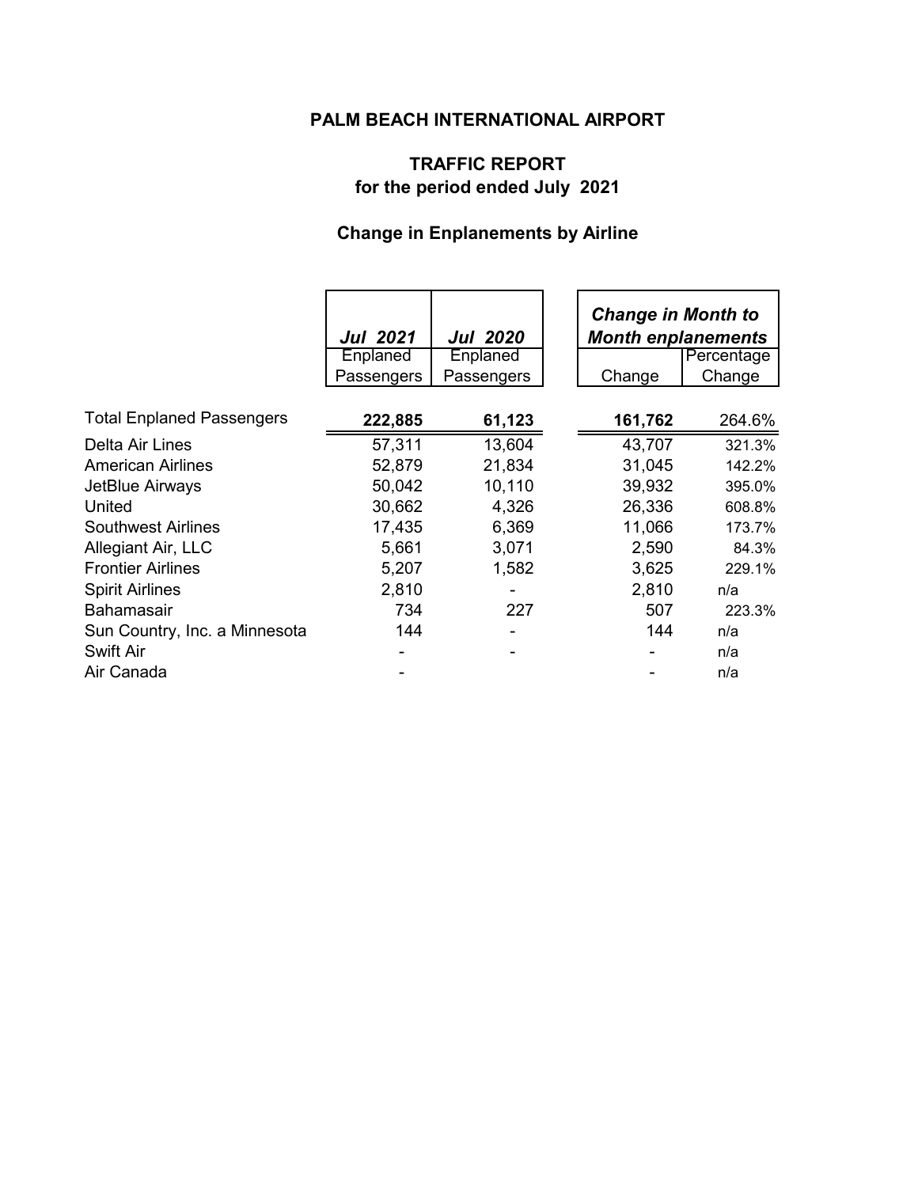# PALM BEACH INTERNATIONAL AIRPORT

## TRAFFIC REPORT
## for the period ended July 2021

### Change in Enplanements by Airline

| | *Jul 2021* | *Jul 2020* | *Change in Month to Month enplanements* | |
|---|---|---|---|---|
| | Enplaned Passengers | Enplaned Passengers | Change | Percentage Change |
| Total Enplaned Passengers | **222,885** | **61,123** | **161,762** | 264.6% |
| Delta Air Lines | 57,311 | 13,604 | 43,707 | 321.3% |
| American Airlines | 52,879 | 21,834 | 31,045 | 142.2% |
| JetBlue Airways | 50,042 | 10,110 | 39,932 | 395.0% |
| United | 30,662 | 4,326 | 26,336 | 608.8% |
| Southwest Airlines | 17,435 | 6,369 | 11,066 | 173.7% |
| Allegiant Air, LLC | 5,661 | 3,071 | 2,590 | 84.3% |
| Frontier Airlines | 5,207 | 1,582 | 3,625 | 229.1% |
| Spirit Airlines | 2,810 | - | 2,810 | n/a |
| Bahamasair | 734 | 227 | 507 | 223.3% |
| Sun Country, Inc. a Minnesota | 144 | - | 144 | n/a |
| Swift Air | - | - | - | n/a |
| Air Canada | - | | - | n/a |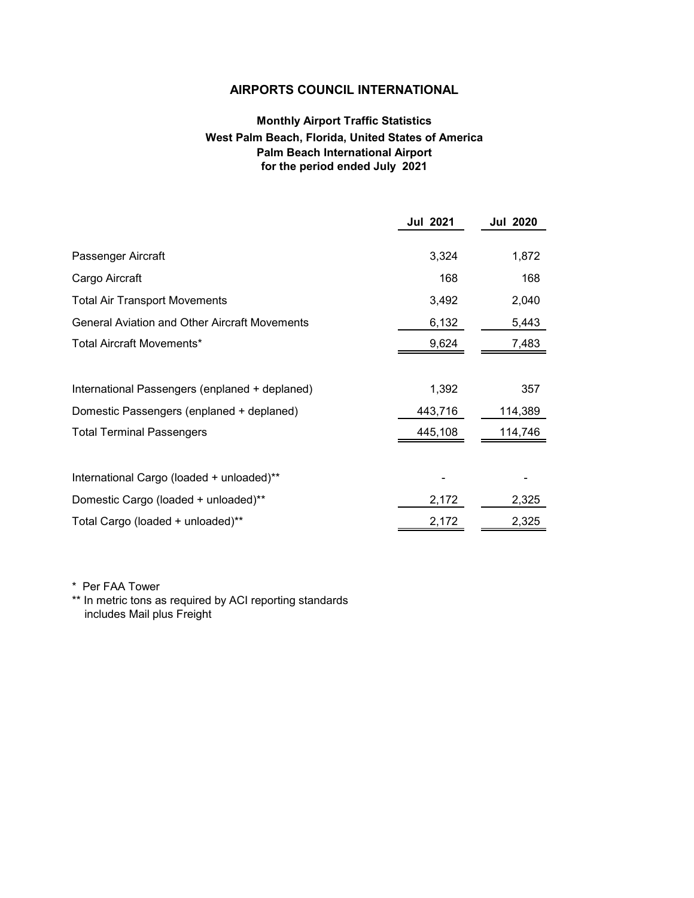# AIRPORTS COUNCIL INTERNATIONAL

### Monthly Airport Traffic Statistics
### West Palm Beach, Florida, United States of America
### Palm Beach International Airport
### for the period ended July 2021

| | Jul 2021 | Jul 2020 |
|---|---|---|
| Passenger Aircraft | 3,324 | 1,872 |
| Cargo Aircraft | 168 | 168 |
| Total Air Transport Movements | 3,492 | 2,040 |
| General Aviation and Other Aircraft Movements | 6,132 | 5,443 |
| Total Aircraft Movements* | 9,624 | 7,483 |
| | | |
| International Passengers (enplaned + deplaned) | 1,392 | 357 |
| Domestic Passengers (enplaned + deplaned) | 443,716 | 114,389 |
| Total Terminal Passengers | 445,108 | 114,746 |
| | | |
| International Cargo (loaded + unloaded)** | - | - |
| Domestic Cargo (loaded + unloaded)** | 2,172 | 2,325 |
| Total Cargo (loaded + unloaded)** | 2,172 | 2,325 |

\* Per FAA Tower

** In metric tons as required by ACI reporting standards
includes Mail plus Freight